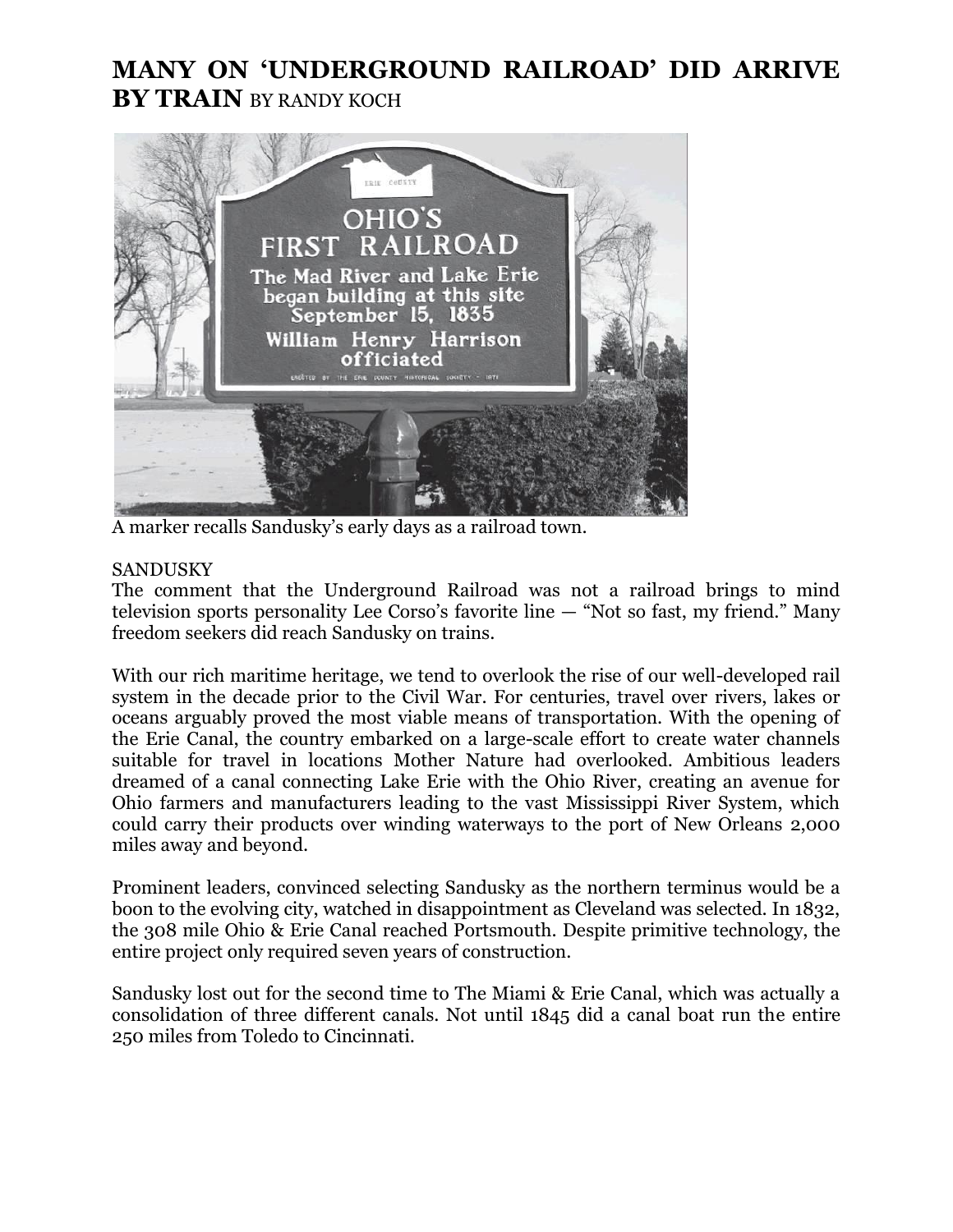# MANY ON 'UNDERGROUND RAILROAD' DID ARRIVE BY TRAIN BY RANDY KOCH

A marker recalls Sandusky's early days as a railroad town.

SANDUSKY

The comment that the Underground Railroad was not a railroad brings to mind television sports personality Lee Corso's favorite line — "Not so fast, my friend." Many freedom seekers did reach Sandusky on trains.

With our rich maritime heritage, we tend to overlook the rise of our well-developed rail system in the decade prior to the Civil War. For centuries, travel over rivers, lakes or oceans arguably proved the most viable means of transportation. With the opening of the Erie Canal, the country embarked on a large-scale effort to create water channels suitable for travel in locations Mother Nature had overlooked. Ambitious leaders dreamed of a canal connecting Lake Erie with the Ohio River, creating an avenue for Ohio farmers and manufacturers leading to the vast Mississippi River System, which could carry their products over winding waterways to the port of New Orleans 2,000 miles away and beyond.

Prominent leaders, convinced selecting Sandusky as the northern terminus would be a boon to the evolving city, watched in disappointment as Cleveland was selected. In 1832, the 308 mile Ohio & Erie Canal reached Portsmouth. Despite primitive technology, the entire project only required seven years of construction.

Sandusky lost out for the second time to The Miami & Erie Canal, which was actually a consolidation of three different canals. Not until 1845 did a canal boat run the entire 250 miles from Toledo to Cincinnati.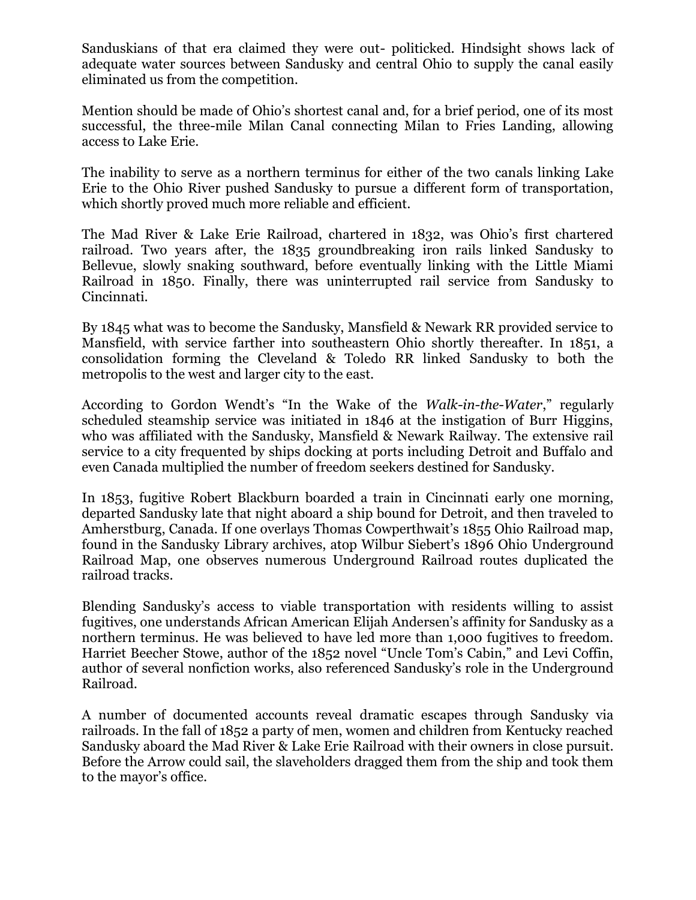Sanduskians of that era claimed they were out- politicked. Hindsight shows lack of adequate water sources between Sandusky and central Ohio to supply the canal easily eliminated us from the competition.

Mention should be made of Ohio's shortest canal and, for a brief period, one of its most successful, the three-mile Milan Canal connecting Milan to Fries Landing, allowing access to Lake Erie.

The inability to serve as a northern terminus for either of the two canals linking Lake Erie to the Ohio River pushed Sandusky to pursue a different form of transportation, which shortly proved much more reliable and efficient.

The Mad River & Lake Erie Railroad, chartered in 1832, was Ohio's first chartered railroad. Two years after, the 1835 groundbreaking iron rails linked Sandusky to Bellevue, slowly snaking southward, before eventually linking with the Little Miami Railroad in 1850. Finally, there was uninterrupted rail service from Sandusky to Cincinnati.

By 1845 what was to become the Sandusky, Mansfield & Newark RR provided service to Mansfield, with service farther into southeastern Ohio shortly thereafter. In 1851, a consolidation forming the Cleveland & Toledo RR linked Sandusky to both the metropolis to the west and larger city to the east.

According to Gordon Wendt's "In the Wake of the *Walk-in-the-Water*," regularly scheduled steamship service was initiated in 1846 at the instigation of Burr Higgins, who was affiliated with the Sandusky, Mansfield & Newark Railway. The extensive rail service to a city frequented by ships docking at ports including Detroit and Buffalo and even Canada multiplied the number of freedom seekers destined for Sandusky.

In 1853, fugitive Robert Blackburn boarded a train in Cincinnati early one morning, departed Sandusky late that night aboard a ship bound for Detroit, and then traveled to Amherstburg, Canada. If one overlays Thomas Cowperthwait's 1855 Ohio Railroad map, found in the Sandusky Library archives, atop Wilbur Siebert's 1896 Ohio Underground Railroad Map, one observes numerous Underground Railroad routes duplicated the railroad tracks.

Blending Sandusky's access to viable transportation with residents willing to assist fugitives, one understands African American Elijah Andersen's affinity for Sandusky as a northern terminus. He was believed to have led more than 1,000 fugitives to freedom. Harriet Beecher Stowe, author of the 1852 novel "Uncle Tom's Cabin," and Levi Coffin, author of several nonfiction works, also referenced Sandusky's role in the Underground Railroad.

A number of documented accounts reveal dramatic escapes through Sandusky via railroads. In the fall of 1852 a party of men, women and children from Kentucky reached Sandusky aboard the Mad River & Lake Erie Railroad with their owners in close pursuit. Before the Arrow could sail, the slaveholders dragged them from the ship and took them to the mayor's office.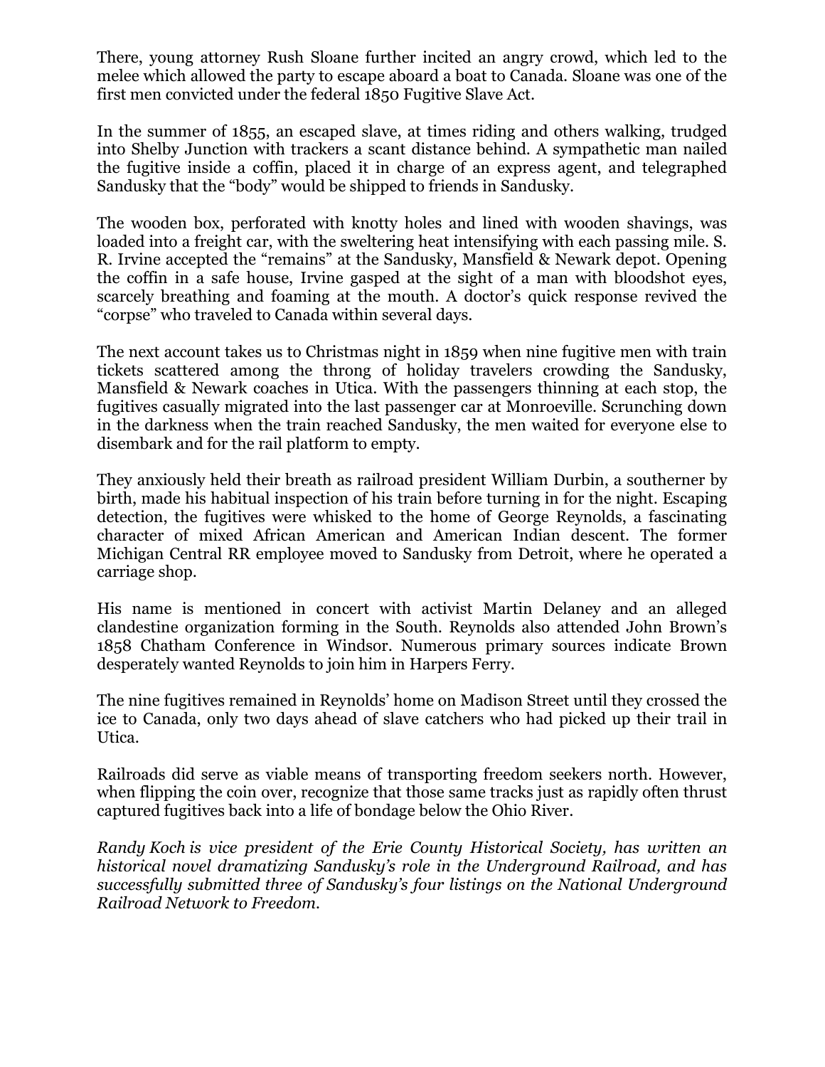There, young attorney Rush Sloane further incited an angry crowd, which led to the melee which allowed the party to escape aboard a boat to Canada. Sloane was one of the first men convicted under the federal 1850 Fugitive Slave Act.

In the summer of 1855, an escaped slave, at times riding and others walking, trudged into Shelby Junction with trackers a scant distance behind. A sympathetic man nailed the fugitive inside a coffin, placed it in charge of an express agent, and telegraphed Sandusky that the "body" would be shipped to friends in Sandusky.

The wooden box, perforated with knotty holes and lined with wooden shavings, was loaded into a freight car, with the sweltering heat intensifying with each passing mile. S. R. Irvine accepted the "remains" at the Sandusky, Mansfield & Newark depot. Opening the coffin in a safe house, Irvine gasped at the sight of a man with bloodshot eyes, scarcely breathing and foaming at the mouth. A doctor's quick response revived the "corpse" who traveled to Canada within several days.

The next account takes us to Christmas night in 1859 when nine fugitive men with train tickets scattered among the throng of holiday travelers crowding the Sandusky, Mansfield & Newark coaches in Utica. With the passengers thinning at each stop, the fugitives casually migrated into the last passenger car at Monroeville. Scrunching down in the darkness when the train reached Sandusky, the men waited for everyone else to disembark and for the rail platform to empty.

They anxiously held their breath as railroad president William Durbin, a southerner by birth, made his habitual inspection of his train before turning in for the night. Escaping detection, the fugitives were whisked to the home of George Reynolds, a fascinating character of mixed African American and American Indian descent. The former Michigan Central RR employee moved to Sandusky from Detroit, where he operated a carriage shop.

His name is mentioned in concert with activist Martin Delaney and an alleged clandestine organization forming in the South. Reynolds also attended John Brown's 1858 Chatham Conference in Windsor. Numerous primary sources indicate Brown desperately wanted Reynolds to join him in Harpers Ferry.

The nine fugitives remained in Reynolds' home on Madison Street until they crossed the ice to Canada, only two days ahead of slave catchers who had picked up their trail in Utica.

Railroads did serve as viable means of transporting freedom seekers north. However, when flipping the coin over, recognize that those same tracks just as rapidly often thrust captured fugitives back into a life of bondage below the Ohio River.

*Randy Koch is vice president of the Erie County Historical Society, has written an historical novel dramatizing Sandusky's role in the Underground Railroad, and has successfully submitted three of Sandusky's four listings on the National Underground Railroad Network to Freedom.*